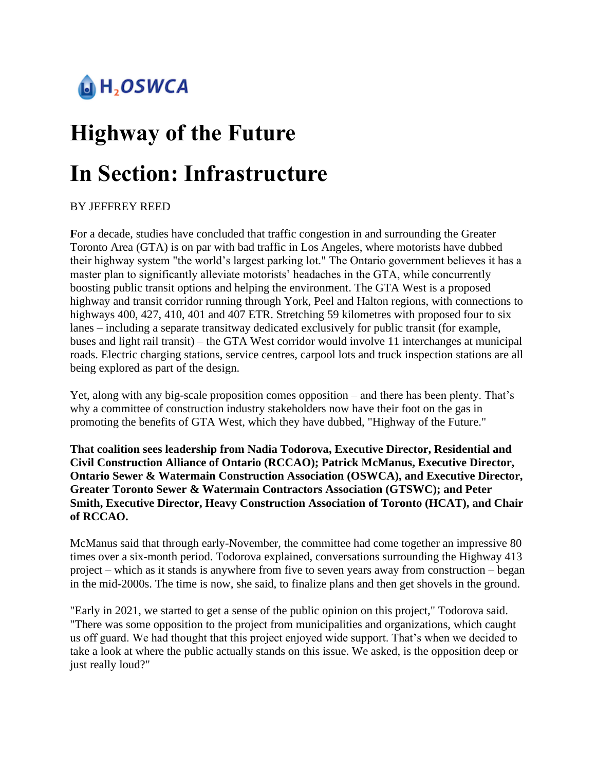H2OSWCA

# Highway of the Future

# In Section: Infrastructure

BY JEFFREY REED

**F**or a decade, studies have concluded that traffic congestion in and surrounding the Greater Toronto Area (GTA) is on par with bad traffic in Los Angeles, where motorists have dubbed their highway system "the world's largest parking lot." The Ontario government believes it has a master plan to significantly alleviate motorists' headaches in the GTA, while concurrently boosting public transit options and helping the environment. The GTA West is a proposed highway and transit corridor running through York, Peel and Halton regions, with connections to highways 400, 427, 410, 401 and 407 ETR. Stretching 59 kilometres with proposed four to six lanes – including a separate transitway dedicated exclusively for public transit (for example, buses and light rail transit) – the GTA West corridor would involve 11 interchanges at municipal roads. Electric charging stations, service centres, carpool lots and truck inspection stations are all being explored as part of the design.

Yet, along with any big-scale proposition comes opposition – and there has been plenty. That's why a committee of construction industry stakeholders now have their foot on the gas in promoting the benefits of GTA West, which they have dubbed, "Highway of the Future."

**That coalition sees leadership from Nadia Todorova, Executive Director, Residential and Civil Construction Alliance of Ontario (RCCAO); Patrick McManus, Executive Director, Ontario Sewer & Watermain Construction Association (OSWCA), and Executive Director, Greater Toronto Sewer & Watermain Contractors Association (GTSWC); and Peter Smith, Executive Director, Heavy Construction Association of Toronto (HCAT), and Chair of RCCAO.**

McManus said that through early-November, the committee had come together an impressive 80 times over a six-month period. Todorova explained, conversations surrounding the Highway 413 project – which as it stands is anywhere from five to seven years away from construction – began in the mid-2000s. The time is now, she said, to finalize plans and then get shovels in the ground.

"Early in 2021, we started to get a sense of the public opinion on this project," Todorova said. "There was some opposition to the project from municipalities and organizations, which caught us off guard. We had thought that this project enjoyed wide support. That's when we decided to take a look at where the public actually stands on this issue. We asked, is the opposition deep or just really loud?"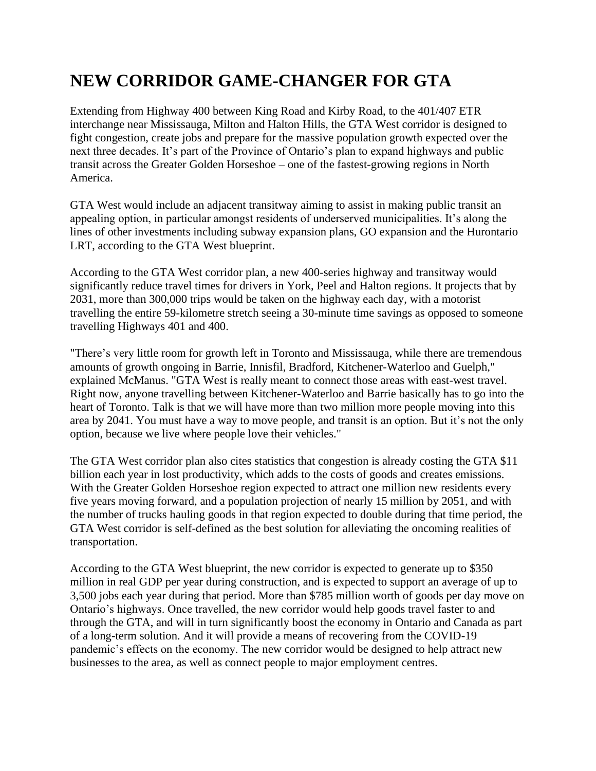# NEW CORRIDOR GAME-CHANGER FOR GTA

Extending from Highway 400 between King Road and Kirby Road, to the 401/407 ETR interchange near Mississauga, Milton and Halton Hills, the GTA West corridor is designed to fight congestion, create jobs and prepare for the massive population growth expected over the next three decades. It's part of the Province of Ontario's plan to expand highways and public transit across the Greater Golden Horseshoe – one of the fastest-growing regions in North America.

GTA West would include an adjacent transitway aiming to assist in making public transit an appealing option, in particular amongst residents of underserved municipalities. It's along the lines of other investments including subway expansion plans, GO expansion and the Hurontario LRT, according to the GTA West blueprint.

According to the GTA West corridor plan, a new 400-series highway and transitway would significantly reduce travel times for drivers in York, Peel and Halton regions. It projects that by 2031, more than 300,000 trips would be taken on the highway each day, with a motorist travelling the entire 59-kilometre stretch seeing a 30-minute time savings as opposed to someone travelling Highways 401 and 400.

"There's very little room for growth left in Toronto and Mississauga, while there are tremendous amounts of growth ongoing in Barrie, Innisfil, Bradford, Kitchener-Waterloo and Guelph," explained McManus. "GTA West is really meant to connect those areas with east-west travel. Right now, anyone travelling between Kitchener-Waterloo and Barrie basically has to go into the heart of Toronto. Talk is that we will have more than two million more people moving into this area by 2041. You must have a way to move people, and transit is an option. But it's not the only option, because we live where people love their vehicles."

The GTA West corridor plan also cites statistics that congestion is already costing the GTA $11 billion each year in lost productivity, which adds to the costs of goods and creates emissions. With the Greater Golden Horseshoe region expected to attract one million new residents every five years moving forward, and a population projection of nearly 15 million by 2051, and with the number of trucks hauling goods in that region expected to double during that time period, the GTA West corridor is self-defined as the best solution for alleviating the oncoming realities of transportation.

According to the GTA West blueprint, the new corridor is expected to generate up to $350 million in real GDP per year during construction, and is expected to support an average of up to 3,500 jobs each year during that period. More than $785 million worth of goods per day move on Ontario's highways. Once travelled, the new corridor would help goods travel faster to and through the GTA, and will in turn significantly boost the economy in Ontario and Canada as part of a long-term solution. And it will provide a means of recovering from the COVID-19 pandemic's effects on the economy. The new corridor would be designed to help attract new businesses to the area, as well as connect people to major employment centres.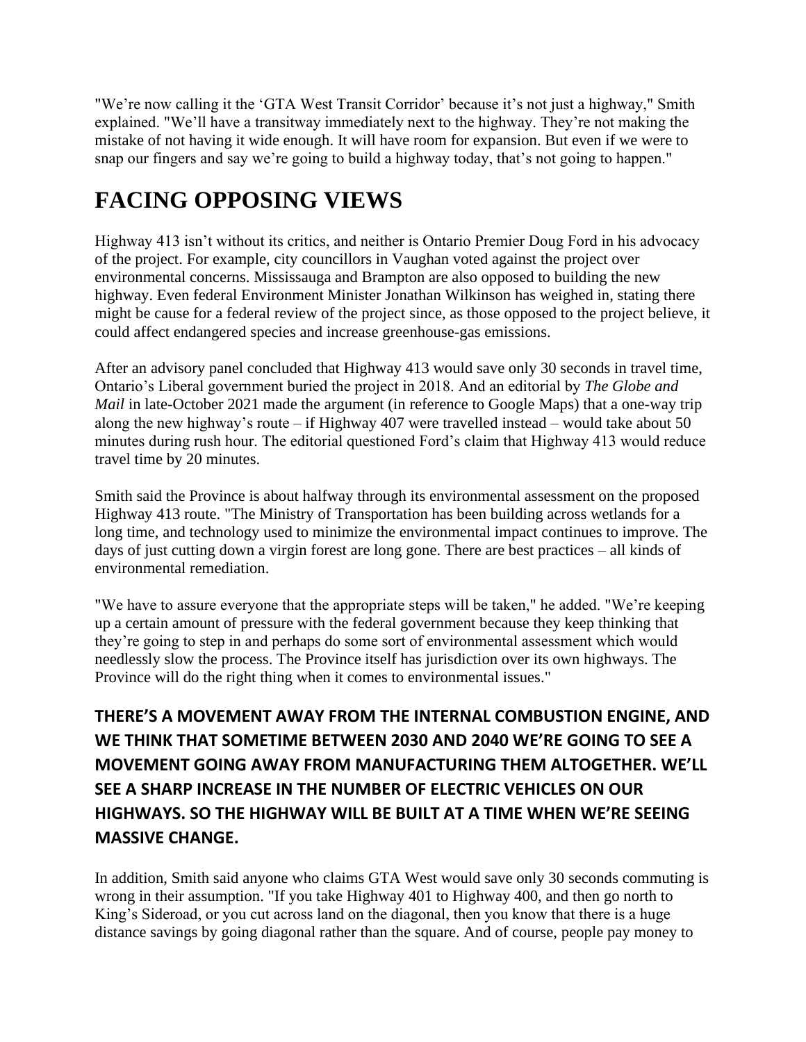"We're now calling it the 'GTA West Transit Corridor' because it's not just a highway," Smith explained. "We'll have a transitway immediately next to the highway. They're not making the mistake of not having it wide enough. It will have room for expansion. But even if we were to snap our fingers and say we're going to build a highway today, that's not going to happen."

# FACING OPPOSING VIEWS

Highway 413 isn't without its critics, and neither is Ontario Premier Doug Ford in his advocacy of the project. For example, city councillors in Vaughan voted against the project over environmental concerns. Mississauga and Brampton are also opposed to building the new highway. Even federal Environment Minister Jonathan Wilkinson has weighed in, stating there might be cause for a federal review of the project since, as those opposed to the project believe, it could affect endangered species and increase greenhouse-gas emissions.

After an advisory panel concluded that Highway 413 would save only 30 seconds in travel time, Ontario's Liberal government buried the project in 2018. And an editorial by *The Globe and Mail* in late-October 2021 made the argument (in reference to Google Maps) that a one-way trip along the new highway's route – if Highway 407 were travelled instead – would take about 50 minutes during rush hour. The editorial questioned Ford's claim that Highway 413 would reduce travel time by 20 minutes.

Smith said the Province is about halfway through its environmental assessment on the proposed Highway 413 route. "The Ministry of Transportation has been building across wetlands for a long time, and technology used to minimize the environmental impact continues to improve. The days of just cutting down a virgin forest are long gone. There are best practices – all kinds of environmental remediation.

"We have to assure everyone that the appropriate steps will be taken," he added. "We're keeping up a certain amount of pressure with the federal government because they keep thinking that they're going to step in and perhaps do some sort of environmental assessment which would needlessly slow the process. The Province itself has jurisdiction over its own highways. The Province will do the right thing when it comes to environmental issues."

### THERE'S A MOVEMENT AWAY FROM THE INTERNAL COMBUSTION ENGINE, AND WE THINK THAT SOMETIME BETWEEN 2030 AND 2040 WE'RE GOING TO SEE A MOVEMENT GOING AWAY FROM MANUFACTURING THEM ALTOGETHER. WE'LL SEE A SHARP INCREASE IN THE NUMBER OF ELECTRIC VEHICLES ON OUR HIGHWAYS. SO THE HIGHWAY WILL BE BUILT AT A TIME WHEN WE'RE SEEING MASSIVE CHANGE.

In addition, Smith said anyone who claims GTA West would save only 30 seconds commuting is wrong in their assumption. "If you take Highway 401 to Highway 400, and then go north to King's Sideroad, or you cut across land on the diagonal, then you know that there is a huge distance savings by going diagonal rather than the square. And of course, people pay money to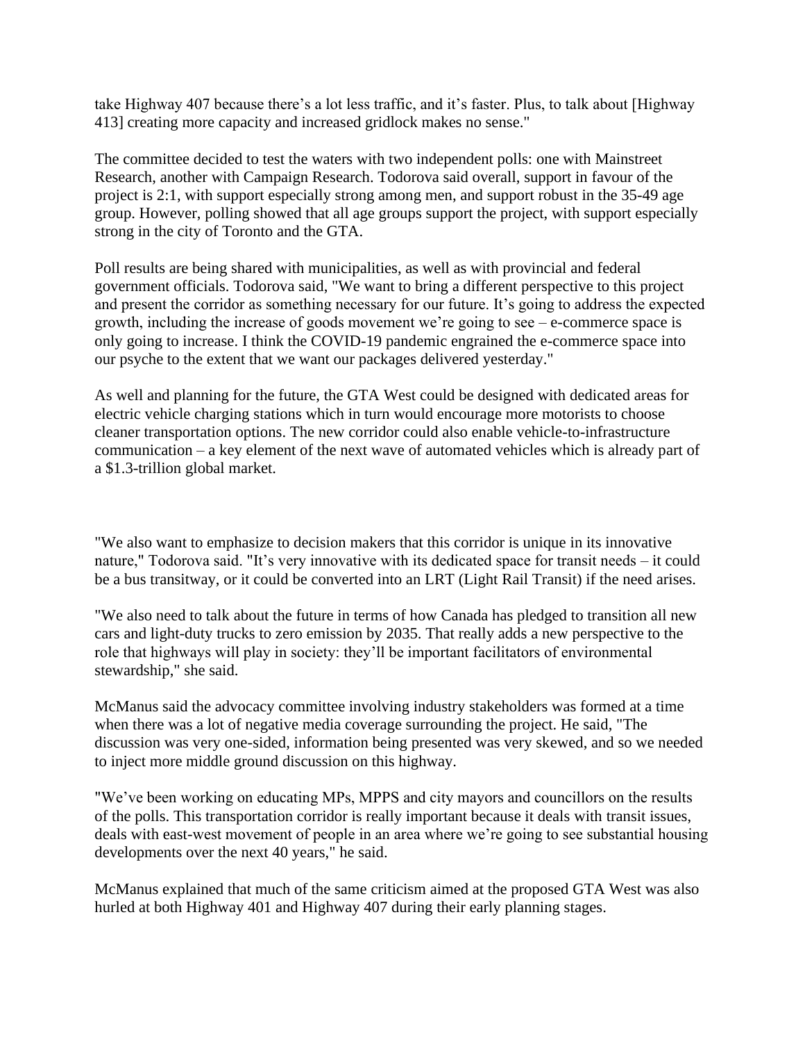take Highway 407 because there's a lot less traffic, and it's faster. Plus, to talk about [Highway 413] creating more capacity and increased gridlock makes no sense."

The committee decided to test the waters with two independent polls: one with Mainstreet Research, another with Campaign Research. Todorova said overall, support in favour of the project is 2:1, with support especially strong among men, and support robust in the 35-49 age group. However, polling showed that all age groups support the project, with support especially strong in the city of Toronto and the GTA.

Poll results are being shared with municipalities, as well as with provincial and federal government officials. Todorova said, "We want to bring a different perspective to this project and present the corridor as something necessary for our future. It's going to address the expected growth, including the increase of goods movement we're going to see – e-commerce space is only going to increase. I think the COVID-19 pandemic engrained the e-commerce space into our psyche to the extent that we want our packages delivered yesterday."

As well and planning for the future, the GTA West could be designed with dedicated areas for electric vehicle charging stations which in turn would encourage more motorists to choose cleaner transportation options. The new corridor could also enable vehicle-to-infrastructure communication – a key element of the next wave of automated vehicles which is already part of a $1.3-trillion global market.

"We also want to emphasize to decision makers that this corridor is unique in its innovative nature," Todorova said. "It's very innovative with its dedicated space for transit needs – it could be a bus transitway, or it could be converted into an LRT (Light Rail Transit) if the need arises.

"We also need to talk about the future in terms of how Canada has pledged to transition all new cars and light-duty trucks to zero emission by 2035. That really adds a new perspective to the role that highways will play in society: they'll be important facilitators of environmental stewardship," she said.

McManus said the advocacy committee involving industry stakeholders was formed at a time when there was a lot of negative media coverage surrounding the project. He said, "The discussion was very one-sided, information being presented was very skewed, and so we needed to inject more middle ground discussion on this highway.

"We've been working on educating MPs, MPPS and city mayors and councillors on the results of the polls. This transportation corridor is really important because it deals with transit issues, deals with east-west movement of people in an area where we're going to see substantial housing developments over the next 40 years," he said.

McManus explained that much of the same criticism aimed at the proposed GTA West was also hurled at both Highway 401 and Highway 407 during their early planning stages.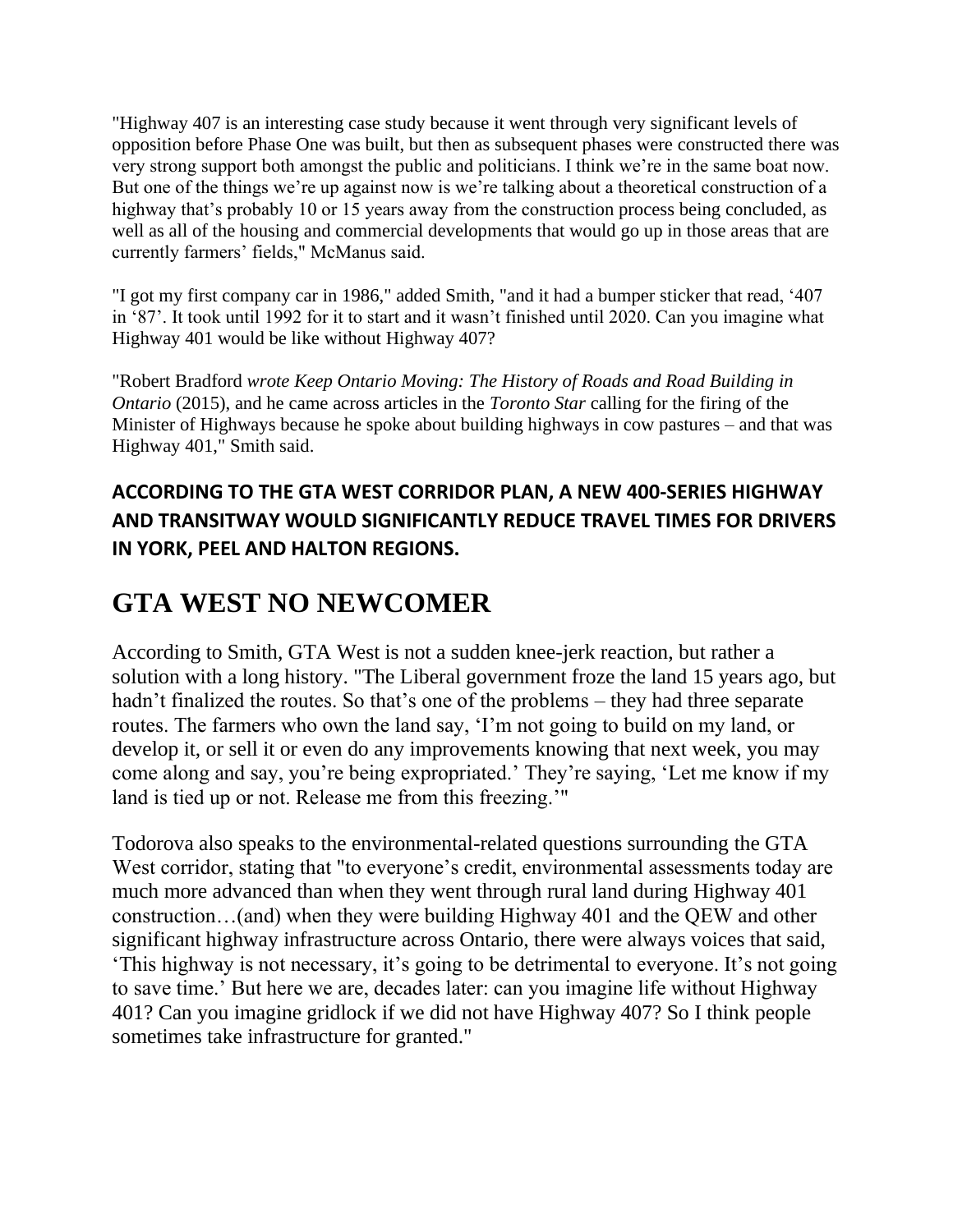"Highway 407 is an interesting case study because it went through very significant levels of opposition before Phase One was built, but then as subsequent phases were constructed there was very strong support both amongst the public and politicians. I think we're in the same boat now. But one of the things we're up against now is we're talking about a theoretical construction of a highway that's probably 10 or 15 years away from the construction process being concluded, as well as all of the housing and commercial developments that would go up in those areas that are currently farmers' fields," McManus said.

"I got my first company car in 1986," added Smith, "and it had a bumper sticker that read, '407 in '87'. It took until 1992 for it to start and it wasn't finished until 2020. Can you imagine what Highway 401 would be like without Highway 407?

"Robert Bradford *wrote Keep Ontario Moving: The History of Roads and Road Building in Ontario* (2015), and he came across articles in the *Toronto Star* calling for the firing of the Minister of Highways because he spoke about building highways in cow pastures – and that was Highway 401," Smith said.

**ACCORDING TO THE GTA WEST CORRIDOR PLAN, A NEW 400-SERIES HIGHWAY AND TRANSITWAY WOULD SIGNIFICANTLY REDUCE TRAVEL TIMES FOR DRIVERS IN YORK, PEEL AND HALTON REGIONS.**

## GTA WEST NO NEWCOMER

According to Smith, GTA West is not a sudden knee-jerk reaction, but rather a solution with a long history. "The Liberal government froze the land 15 years ago, but hadn't finalized the routes. So that's one of the problems – they had three separate routes. The farmers who own the land say, 'I'm not going to build on my land, or develop it, or sell it or even do any improvements knowing that next week, you may come along and say, you're being expropriated.' They're saying, 'Let me know if my land is tied up or not. Release me from this freezing.'"

Todorova also speaks to the environmental-related questions surrounding the GTA West corridor, stating that "to everyone's credit, environmental assessments today are much more advanced than when they went through rural land during Highway 401 construction…(and) when they were building Highway 401 and the QEW and other significant highway infrastructure across Ontario, there were always voices that said, 'This highway is not necessary, it's going to be detrimental to everyone. It's not going to save time.' But here we are, decades later: can you imagine life without Highway 401? Can you imagine gridlock if we did not have Highway 407? So I think people sometimes take infrastructure for granted."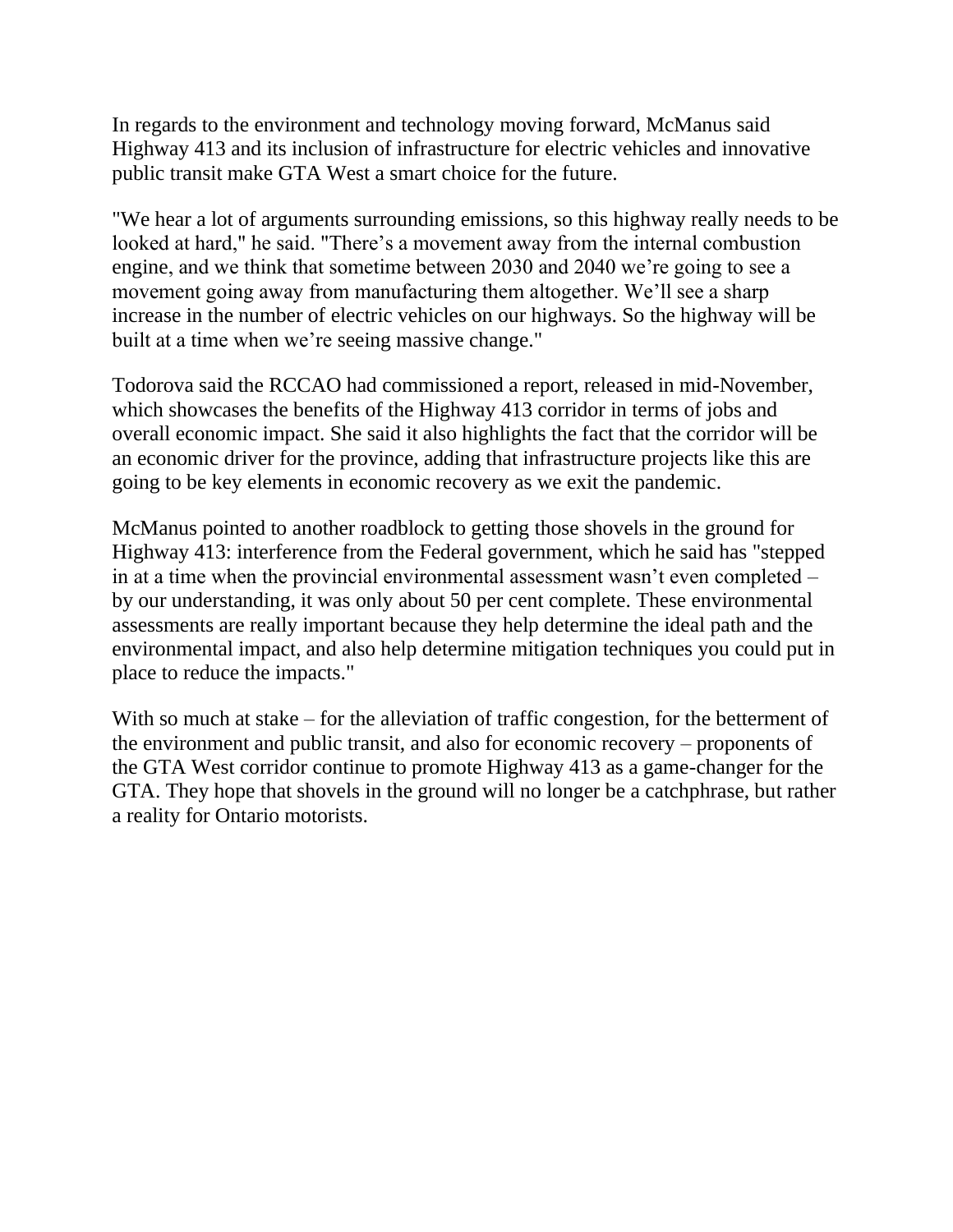In regards to the environment and technology moving forward, McManus said Highway 413 and its inclusion of infrastructure for electric vehicles and innovative public transit make GTA West a smart choice for the future.

"We hear a lot of arguments surrounding emissions, so this highway really needs to be looked at hard," he said. "There's a movement away from the internal combustion engine, and we think that sometime between 2030 and 2040 we're going to see a movement going away from manufacturing them altogether. We'll see a sharp increase in the number of electric vehicles on our highways. So the highway will be built at a time when we're seeing massive change."

Todorova said the RCCAO had commissioned a report, released in mid-November, which showcases the benefits of the Highway 413 corridor in terms of jobs and overall economic impact. She said it also highlights the fact that the corridor will be an economic driver for the province, adding that infrastructure projects like this are going to be key elements in economic recovery as we exit the pandemic.

McManus pointed to another roadblock to getting those shovels in the ground for Highway 413: interference from the Federal government, which he said has "stepped in at a time when the provincial environmental assessment wasn't even completed – by our understanding, it was only about 50 per cent complete. These environmental assessments are really important because they help determine the ideal path and the environmental impact, and also help determine mitigation techniques you could put in place to reduce the impacts."

With so much at stake – for the alleviation of traffic congestion, for the betterment of the environment and public transit, and also for economic recovery – proponents of the GTA West corridor continue to promote Highway 413 as a game-changer for the GTA. They hope that shovels in the ground will no longer be a catchphrase, but rather a reality for Ontario motorists.